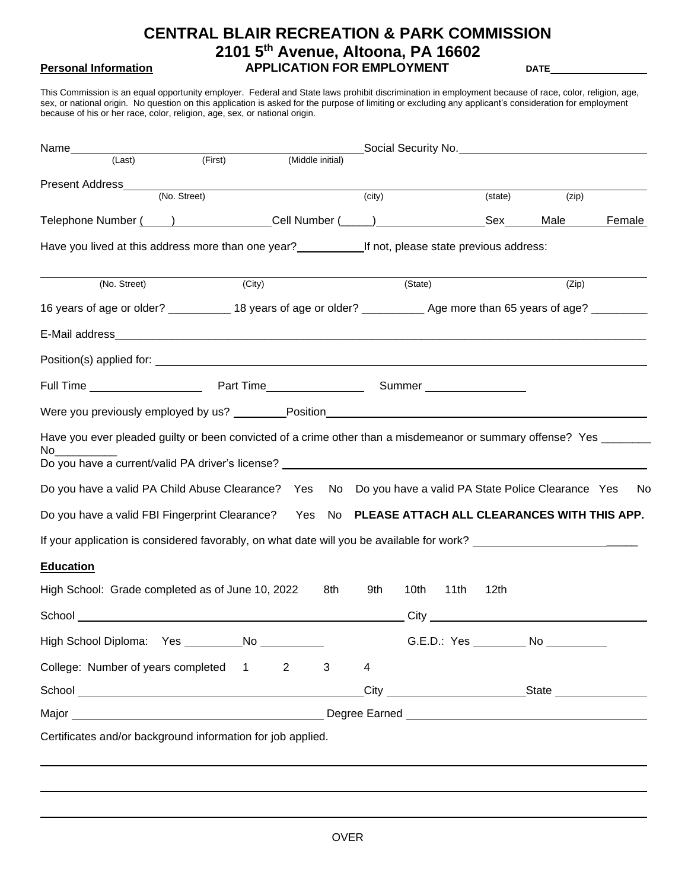# CENTRAL BLAIR RECREATION & PARK COMMISSION

## 2101 5th Avenue, Altoona, PA 16602

**Personal Information** **APPLICATION FOR EMPLOYMENT** **DATE**\_\_\_\_\_\_\_\_\_\_\_\_\_\_\_

This Commission is an equal opportunity employer. Federal and State laws prohibit discrimination in employment because of race, color, religion, age, sex, or national origin. No question on this application is asked for the purpose of limiting or excluding any applicant's consideration for employment because of his or her race, color, religion, age, sex, or national origin.

Name\_\_\_\_\_\_\_\_\_\_\_\_\_\_\_\_\_\_\_\_\_\_\_\_\_\_\_\_\_\_\_\_\_\_\_\_\_\_\_\_ Social Security No.\_\_\_\_\_\_\_\_\_\_\_\_\_\_\_\_\_\_\_\_\_\_\_\_\_\_
(Last) (First) (Middle initial)

Present Address\_\_\_\_\_\_\_\_\_\_\_\_\_\_\_\_\_\_\_\_\_\_\_\_\_\_\_\_\_\_\_\_\_\_\_\_\_\_\_\_\_\_\_\_\_\_\_\_\_\_\_\_\_\_\_\_\_\_\_\_\_\_\_\_\_\_
(No. Street) (city) (state) (zip)

Telephone Number (\_\_\_\_)\_\_\_\_\_\_\_\_\_\_\_\_\_\_ Cell Number (\_\_\_\_\_)\_\_\_\_\_\_\_\_\_\_\_\_\_\_\_\_ Sex\_\_\_\_\_ Male \_\_\_\_\_ Female

Have you lived at this address more than one year?\_\_\_\_\_\_\_\_\_\_ If not, please state previous address:

\_\_\_\_\_\_\_\_\_\_\_\_\_\_\_\_\_\_\_\_\_\_\_\_\_\_\_\_\_\_\_\_\_\_\_\_\_\_\_\_\_\_\_\_\_\_\_\_\_\_\_\_\_\_\_\_\_\_\_\_\_\_\_\_\_\_\_\_\_\_\_\_\_\_\_\_\_\_\_\_
(No. Street) (City) (State) (Zip)

16 years of age or older? \_\_\_\_\_\_\_\_\_\_ 18 years of age or older? \_\_\_\_\_\_\_\_\_\_ Age more than 65 years of age? \_\_\_\_\_\_\_\_\_

E-Mail address\_\_\_\_\_\_\_\_\_\_\_\_\_\_\_\_\_\_\_\_\_\_\_\_\_\_\_\_\_\_\_\_\_\_\_\_\_\_\_\_\_\_\_\_\_\_\_\_\_\_\_\_\_\_\_\_\_\_\_\_\_\_\_\_\_\_\_\_\_\_\_\_\_\_\_\_\_

Position(s) applied for: \_\_\_\_\_\_\_\_\_\_\_\_\_\_\_\_\_\_\_\_\_\_\_\_\_\_\_\_\_\_\_\_\_\_\_\_\_\_\_\_\_\_\_\_\_\_\_\_\_\_\_\_\_\_\_\_\_\_\_\_\_\_\_\_\_\_\_\_\_\_\_\_\_

Full Time \_\_\_\_\_\_\_\_\_\_\_\_\_\_\_\_\_ Part Time\_\_\_\_\_\_\_\_\_\_\_\_\_\_\_ Summer \_\_\_\_\_\_\_\_\_\_\_\_\_\_\_

Were you previously employed by us? \_\_\_\_\_\_\_\_ Position\_\_\_\_\_\_\_\_\_\_\_\_\_\_\_\_\_\_\_\_\_\_\_\_\_\_\_\_\_\_\_\_\_\_\_\_\_\_\_\_\_\_\_\_\_\_\_\_\_

Have you ever pleaded guilty or been convicted of a crime other than a misdemeanor or summary offense? Yes \_\_\_\_\_\_\_ No\_\_\_\_\_\_\_\_\_\_

Do you have a current/valid PA driver's license? \_\_\_\_\_\_\_\_\_\_\_\_\_\_\_\_\_\_\_\_\_\_\_\_\_\_\_\_\_\_\_\_\_\_\_\_\_\_\_\_\_\_\_\_\_\_\_\_\_\_\_\_\_\_

Do you have a valid PA Child Abuse Clearance? Yes No Do you have a valid PA State Police Clearance Yes No

Do you have a valid FBI Fingerprint Clearance? Yes No **PLEASE ATTACH ALL CLEARANCES WITH THIS APP.**

If your application is considered favorably, on what date will you be available for work? \_\_\_\_\_\_\_\_\_\_\_\_\_\_\_\_\_\_\_\_\_\_\_\_

**Education**

High School: Grade completed as of June 10, 2022 8th 9th 10th 11th 12th

School \_\_\_\_\_\_\_\_\_\_\_\_\_\_\_\_\_\_\_\_\_\_\_\_\_\_\_\_\_\_\_\_\_\_\_\_\_\_\_\_\_\_\_\_\_\_\_\_\_\_\_\_ City \_\_\_\_\_\_\_\_\_\_\_\_\_\_\_\_\_\_\_\_\_\_\_\_\_\_\_\_\_\_\_\_\_\_\_

High School Diploma: Yes \_\_\_\_\_\_\_\_\_ No \_\_\_\_\_\_\_\_\_\_ G.E.D.: Yes \_\_\_\_\_\_\_\_ No \_\_\_\_\_\_\_\_\_

College: Number of years completed 1 2 3 4

School \_\_\_\_\_\_\_\_\_\_\_\_\_\_\_\_\_\_\_\_\_\_\_\_\_\_\_\_\_\_\_\_\_\_\_\_\_\_\_\_\_\_\_ City \_\_\_\_\_\_\_\_\_\_\_\_\_\_\_\_\_\_\_\_\_ State \_\_\_\_\_\_\_\_\_\_\_\_\_\_

Major \_\_\_\_\_\_\_\_\_\_\_\_\_\_\_\_\_\_\_\_\_\_\_\_\_\_\_\_\_\_\_\_\_\_\_\_\_\_\_\_ Degree Earned \_\_\_\_\_\_\_\_\_\_\_\_\_\_\_\_\_\_\_\_\_\_\_\_\_\_\_\_\_\_\_\_\_\_\_\_\_\_

Certificates and/or background information for job applied.

\_\_\_\_\_\_\_\_\_\_\_\_\_\_\_\_\_\_\_\_\_\_\_\_\_\_\_\_\_\_\_\_\_\_\_\_\_\_\_\_\_\_\_\_\_\_\_\_\_\_\_\_\_\_\_\_\_\_\_\_\_\_\_\_\_\_\_\_\_\_\_\_\_\_\_\_\_\_\_\_\_\_\_\_\_\_

\_\_\_\_\_\_\_\_\_\_\_\_\_\_\_\_\_\_\_\_\_\_\_\_\_\_\_\_\_\_\_\_\_\_\_\_\_\_\_\_\_\_\_\_\_\_\_\_\_\_\_\_\_\_\_\_\_\_\_\_\_\_\_\_\_\_\_\_\_\_\_\_\_\_\_\_\_\_\_\_\_\_\_\_\_\_

\_\_\_\_\_\_\_\_\_\_\_\_\_\_\_\_\_\_\_\_\_\_\_\_\_\_\_\_\_\_\_\_\_\_\_\_\_\_\_\_\_\_\_\_\_\_\_\_\_\_\_\_\_\_\_\_\_\_\_\_\_\_\_\_\_\_\_\_\_\_\_\_\_\_\_\_\_\_\_\_\_\_\_\_\_\_

OVER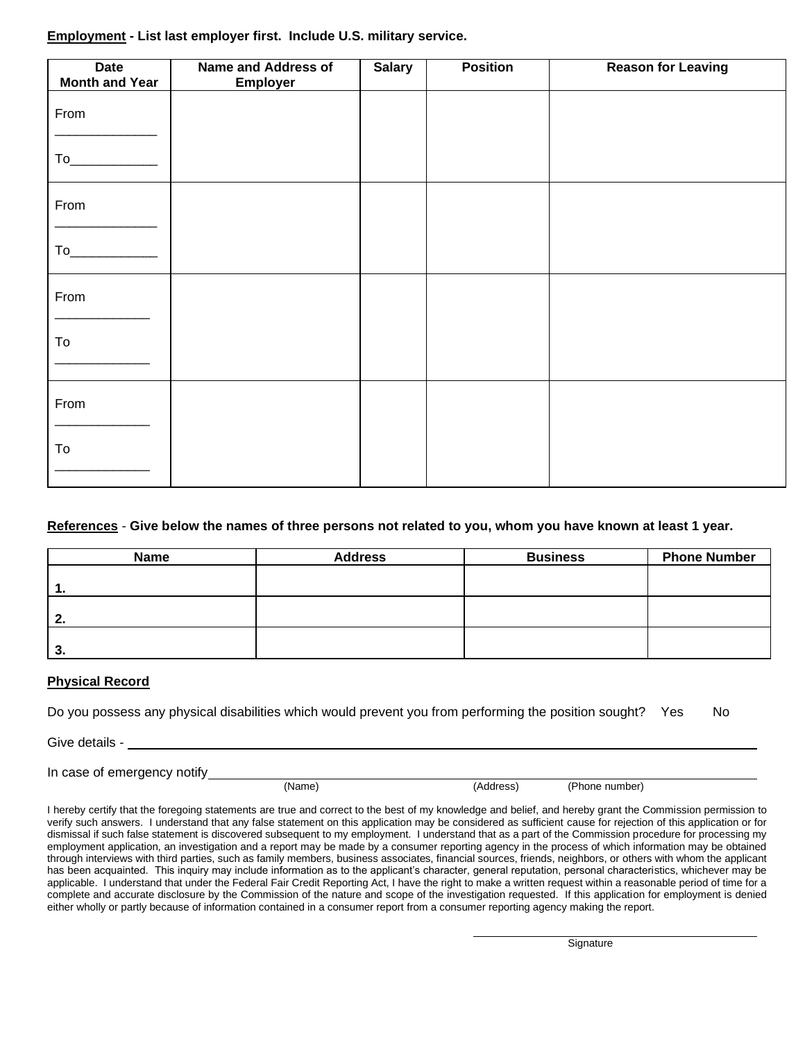**Employment - List last employer first. Include U.S. military service.**

| Date Month and Year | Name and Address of Employer | Salary | Position | Reason for Leaving |
|---|---|---|---|---|
| From ______________ To____________ | | | | |
| From ______________ To____________ | | | | |
| From _____________ To _____________ | | | | |
| From _____________ To _____________ | | | | |

**References** - **Give below the names of three persons not related to you, whom you have known at least 1 year.**

| Name | Address | Business | Phone Number |
|---|---|---|---|
| **1.** | | | |
| **2.** | | | |
| **3.** | | | |

**Physical Record**

Do you possess any physical disabilities which would prevent you from performing the position sought? Yes No

Give details - ________________________________________________

In case of emergency notify ________________________________________________
(Name) (Address) (Phone number)

I hereby certify that the foregoing statements are true and correct to the best of my knowledge and belief, and hereby grant the Commission permission to verify such answers. I understand that any false statement on this application may be considered as sufficient cause for rejection of this application or for dismissal if such false statement is discovered subsequent to my employment. I understand that as a part of the Commission procedure for processing my employment application, an investigation and a report may be made by a consumer reporting agency in the process of which information may be obtained through interviews with third parties, such as family members, business associates, financial sources, friends, neighbors, or others with whom the applicant has been acquainted. This inquiry may include information as to the applicant's character, general reputation, personal characteristics, whichever may be applicable. I understand that under the Federal Fair Credit Reporting Act, I have the right to make a written request within a reasonable period of time for a complete and accurate disclosure by the Commission of the nature and scope of the investigation requested. If this application for employment is denied either wholly or partly because of information contained in a consumer report from a consumer reporting agency making the report.

________________________________
Signature